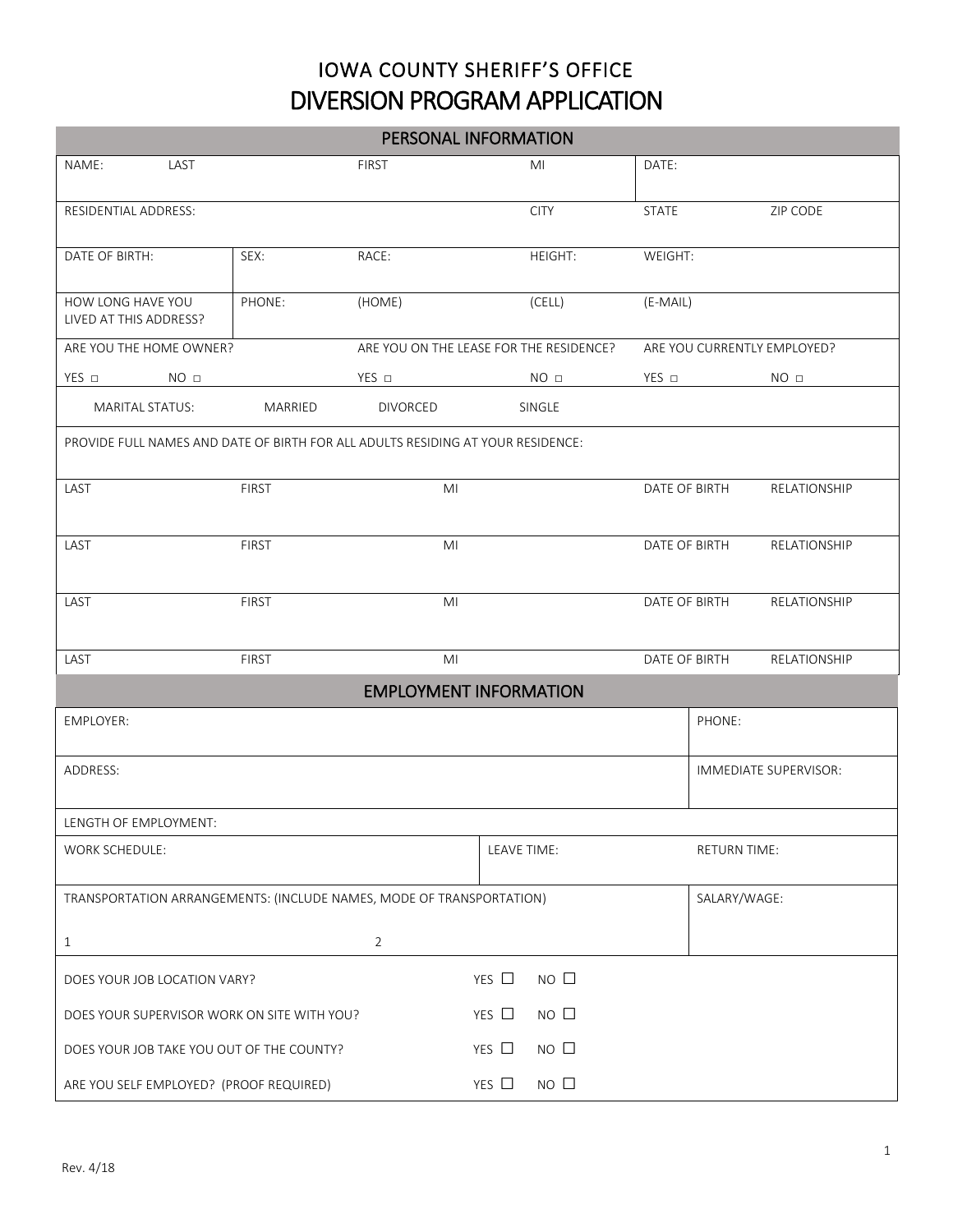# IOWA COUNTY SHERIFF'S OFFICE
# DIVERSION PROGRAM APPLICATION

## PERSONAL INFORMATION

| NAME: LAST | FIRST | MI | DATE: |
|---|---|---|---|
| RESIDENTIAL ADDRESS: | | CITY | STATE / ZIP CODE |

| DATE OF BIRTH: | SEX: | RACE: | HEIGHT: | WEIGHT: |
|---|---|---|---|---|
| HOW LONG HAVE YOU LIVED AT THIS ADDRESS? | PHONE: | (HOME) | (CELL) | (E-MAIL) |

| ARE YOU THE HOME OWNER? | ARE YOU ON THE LEASE FOR THE RESIDENCE? | ARE YOU CURRENTLY EMPLOYED? |
|---|---|---|
| YES ☐ NO ☐ | YES ☐ NO ☐ | YES ☐ NO ☐ |

MARITAL STATUS: MARRIED DIVORCED SINGLE

PROVIDE FULL NAMES AND DATE OF BIRTH FOR ALL ADULTS RESIDING AT YOUR RESIDENCE:

| LAST | FIRST | MI | DATE OF BIRTH | RELATIONSHIP |
|---|---|---|---|---|
| LAST | FIRST | MI | DATE OF BIRTH | RELATIONSHIP |
| LAST | FIRST | MI | DATE OF BIRTH | RELATIONSHIP |
| LAST | FIRST | MI | DATE OF BIRTH | RELATIONSHIP |
| LAST | FIRST | MI | DATE OF BIRTH | RELATIONSHIP |

## EMPLOYMENT INFORMATION

| EMPLOYER: | PHONE: |
|---|---|
| ADDRESS: | IMMEDIATE SUPERVISOR: |
| LENGTH OF EMPLOYMENT: | |

| WORK SCHEDULE: | LEAVE TIME: | RETURN TIME: |
|---|---|---|

| TRANSPORTATION ARRANGEMENTS: (INCLUDE NAMES, MODE OF TRANSPORTATION) | SALARY/WAGE: |
|---|---|
| 1 2 | |

| | |
|---|---|
| DOES YOUR JOB LOCATION VARY? | YES ☐ NO ☐ |
| DOES YOUR SUPERVISOR WORK ON SITE WITH YOU? | YES ☐ NO ☐ |
| DOES YOUR JOB TAKE YOU OUT OF THE COUNTY? | YES ☐ NO ☐ |
| ARE YOU SELF EMPLOYED? (PROOF REQUIRED) | YES ☐ NO ☐ |

Rev. 4/18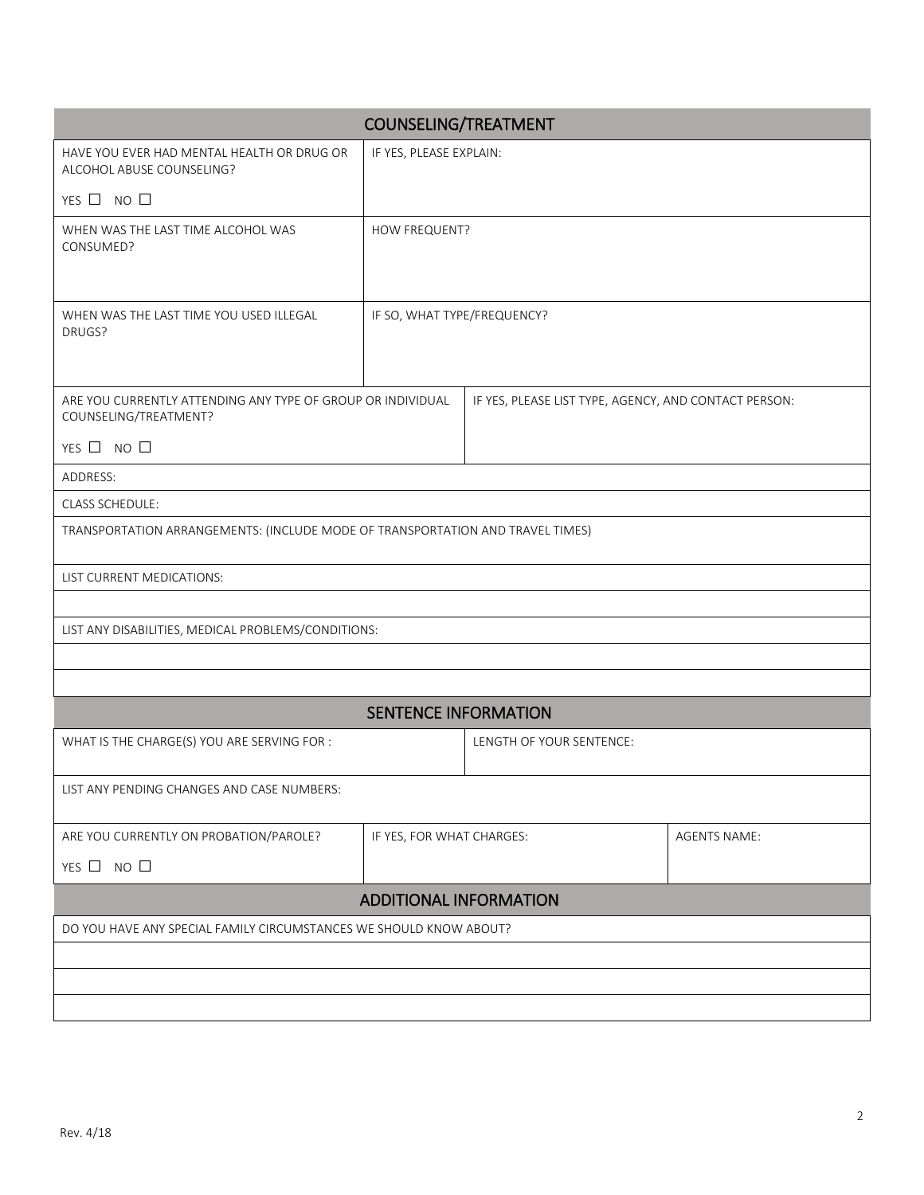## COUNSELING/TREATMENT

| HAVE YOU EVER HAD MENTAL HEALTH OR DRUG OR ALCOHOL ABUSE COUNSELING? YES ☐ NO ☐ | IF YES, PLEASE EXPLAIN: |
|---|---|
| WHEN WAS THE LAST TIME ALCOHOL WAS CONSUMED? | HOW FREQUENT? |
| WHEN WAS THE LAST TIME YOU USED ILLEGAL DRUGS? | IF SO, WHAT TYPE/FREQUENCY? |

| ARE YOU CURRENTLY ATTENDING ANY TYPE OF GROUP OR INDIVIDUAL COUNSELING/TREATMENT? YES ☐ NO ☐ | IF YES, PLEASE LIST TYPE, AGENCY, AND CONTACT PERSON: |
|---|---|
| ADDRESS: | |
| CLASS SCHEDULE: | |
| TRANSPORTATION ARRANGEMENTS: (INCLUDE MODE OF TRANSPORTATION AND TRAVEL TIMES) | |
| LIST CURRENT MEDICATIONS: | |
| | |
| LIST ANY DISABILITIES, MEDICAL PROBLEMS/CONDITIONS: | |
| | |
| | |

## SENTENCE INFORMATION

| WHAT IS THE CHARGE(S) YOU ARE SERVING FOR : | LENGTH OF YOUR SENTENCE: | |
|---|---|---|
| LIST ANY PENDING CHANGES AND CASE NUMBERS: | | |
| ARE YOU CURRENTLY ON PROBATION/PAROLE? YES ☐ NO ☐ | IF YES, FOR WHAT CHARGES: | AGENTS NAME: |

## ADDITIONAL INFORMATION

| DO YOU HAVE ANY SPECIAL FAMILY CIRCUMSTANCES WE SHOULD KNOW ABOUT? |
|---|
| |
| |
| |

Rev. 4/18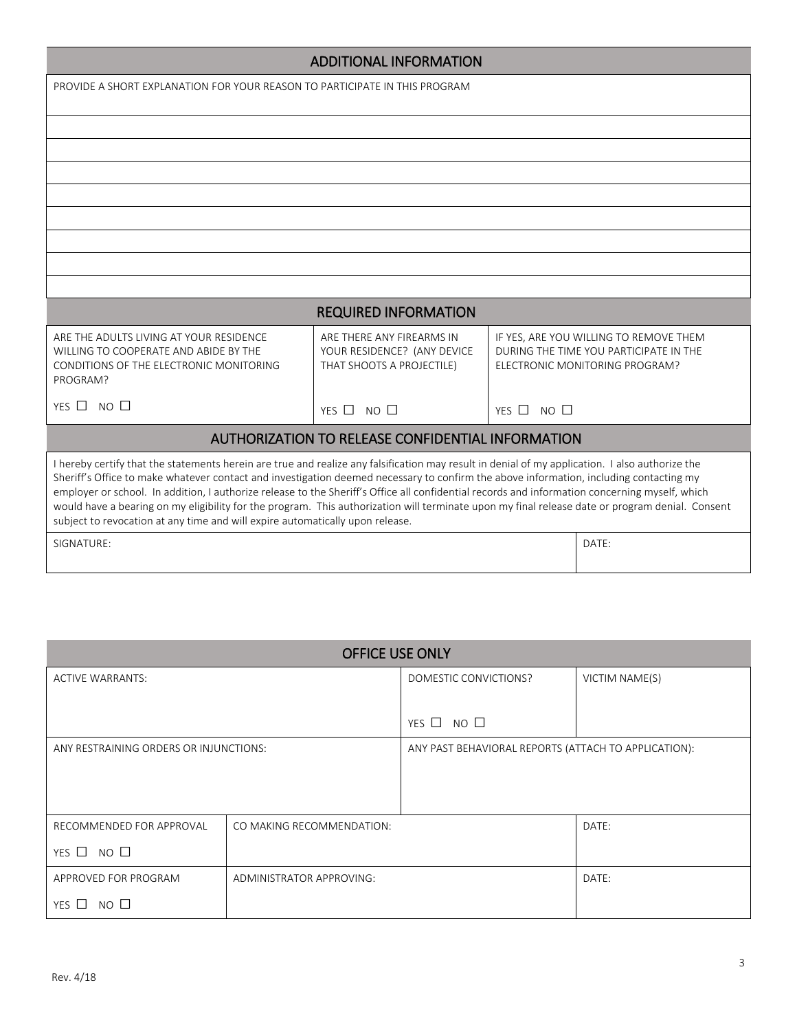## ADDITIONAL INFORMATION

PROVIDE A SHORT EXPLANATION FOR YOUR REASON TO PARTICIPATE IN THIS PROGRAM

## REQUIRED INFORMATION

| | | |
|---|---|---|
| ARE THE ADULTS LIVING AT YOUR RESIDENCE WILLING TO COOPERATE AND ABIDE BY THE CONDITIONS OF THE ELECTRONIC MONITORING PROGRAM?<br><br>YES ☐ NO ☐ | ARE THERE ANY FIREARMS IN YOUR RESIDENCE? (ANY DEVICE THAT SHOOTS A PROJECTILE)<br><br>YES ☐ NO ☐ | IF YES, ARE YOU WILLING TO REMOVE THEM DURING THE TIME YOU PARTICIPATE IN THE ELECTRONIC MONITORING PROGRAM?<br><br>YES ☐ NO ☐ |

## AUTHORIZATION TO RELEASE CONFIDENTIAL INFORMATION

I hereby certify that the statements herein are true and realize any falsification may result in denial of my application. I also authorize the Sheriff's Office to make whatever contact and investigation deemed necessary to confirm the above information, including contacting my employer or school. In addition, I authorize release to the Sheriff's Office all confidential records and information concerning myself, which would have a bearing on my eligibility for the program. This authorization will terminate upon my final release date or program denial. Consent subject to revocation at any time and will expire automatically upon release.

| | |
|---|---|
| SIGNATURE: | DATE: |

## OFFICE USE ONLY

| | | | |
|---|---|---|---|
| ACTIVE WARRANTS: | | DOMESTIC CONVICTIONS?<br><br>YES ☐ NO ☐ | VICTIM NAME(S) |
| ANY RESTRAINING ORDERS OR INJUNCTIONS: | | ANY PAST BEHAVIORAL REPORTS (ATTACH TO APPLICATION): | |
| RECOMMENDED FOR APPROVAL<br><br>YES ☐ NO ☐ | CO MAKING RECOMMENDATION: | | DATE: |
| APPROVED FOR PROGRAM<br><br>YES ☐ NO ☐ | ADMINISTRATOR APPROVING: | | DATE: |

Rev. 4/18